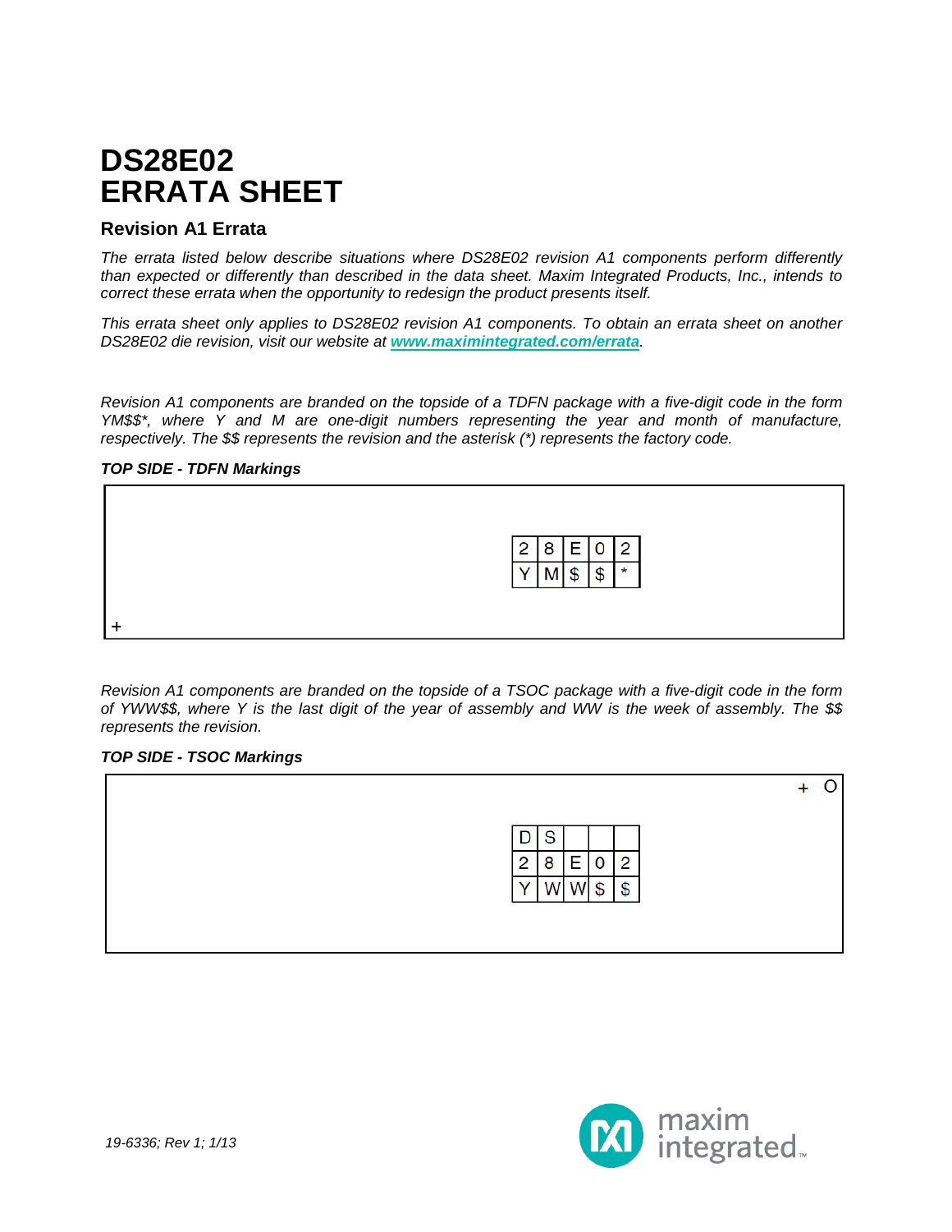# DS28E02
# ERRATA SHEET

## Revision A1 Errata

*The errata listed below describe situations where DS28E02 revision A1 components perform differently than expected or differently than described in the data sheet. Maxim Integrated Products, Inc., intends to correct these errata when the opportunity to redesign the product presents itself.*

*This errata sheet only applies to DS28E02 revision A1 components. To obtain an errata sheet on another DS28E02 die revision, visit our website at **www.maximintegrated.com/errata**.*

*Revision A1 components are branded on the topside of a TDFN package with a five-digit code in the form YM$$*, where Y and M are one-digit numbers representing the year and month of manufacture, respectively. The $$ represents the revision and the asterisk (*) represents the factory code.*

***TOP SIDE - TDFN Markings***

| 2 | 8 | E | 0 | 2 |
|---|---|---|---|---|
| Y | M | $ | $ | * |

+

*Revision A1 components are branded on the topside of a TSOC package with a five-digit code in the form of YWW$$, where Y is the last digit of the year of assembly and WW is the week of assembly. The $$ represents the revision.*

***TOP SIDE - TSOC Markings***

+ O

| D | S | | | |
|---|---|---|---|---|
| 2 | 8 | E | 0 | 2 |
| Y | W | W | $ | $ |

*19-6336; Rev 1; 1/13*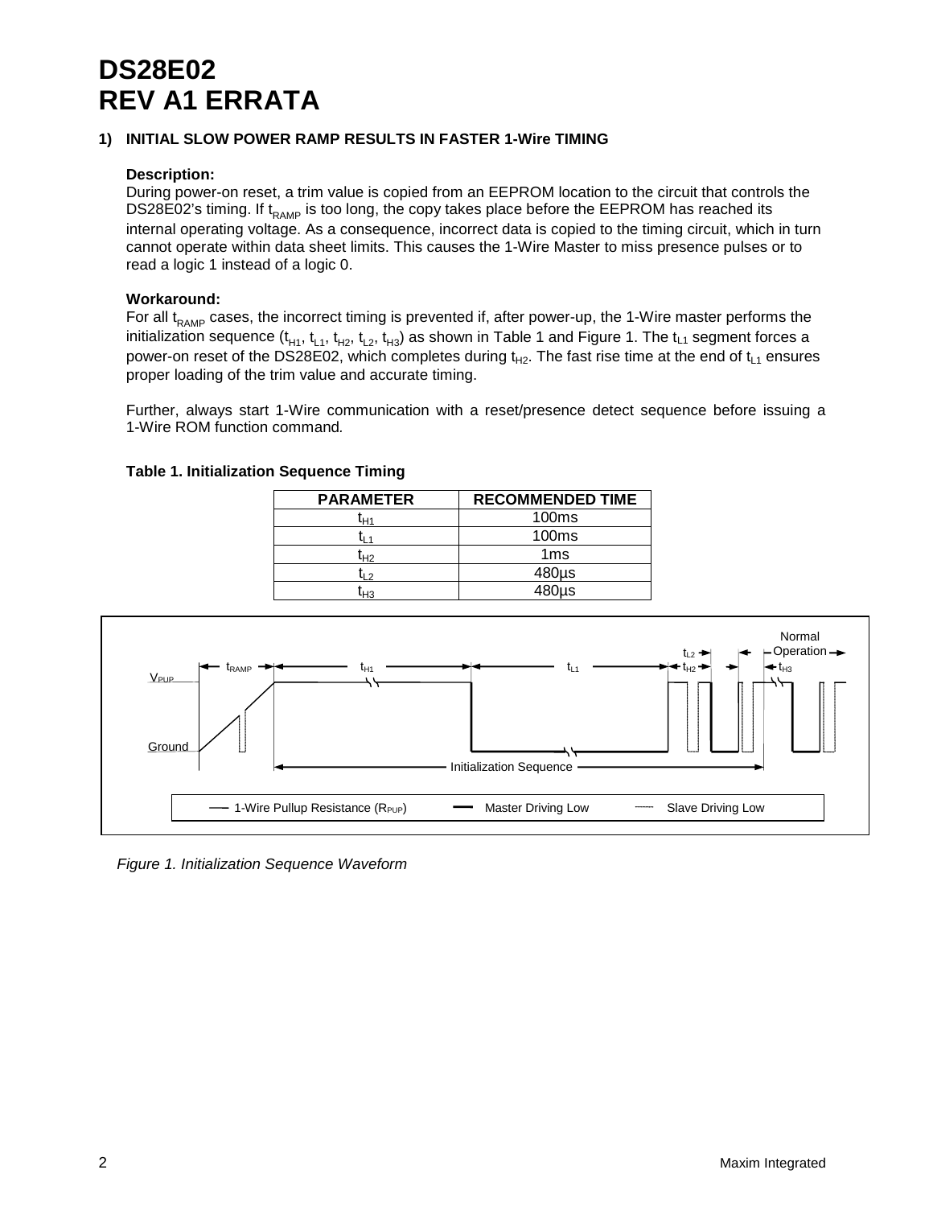# DS28E02
# REV A1 ERRATA

### 1) INITIAL SLOW POWER RAMP RESULTS IN FASTER 1-Wire TIMING

**Description:**
During power-on reset, a trim value is copied from an EEPROM location to the circuit that controls the DS28E02's timing. If $t_{RAMP}$ is too long, the copy takes place before the EEPROM has reached its internal operating voltage. As a consequence, incorrect data is copied to the timing circuit, which in turn cannot operate within data sheet limits. This causes the 1-Wire Master to miss presence pulses or to read a logic 1 instead of a logic 0.

**Workaround:**
For all $t_{RAMP}$ cases, the incorrect timing is prevented if, after power-up, the 1-Wire master performs the initialization sequence ($t_{H1}$, $t_{L1}$, $t_{H2}$, $t_{L2}$, $t_{H3}$) as shown in Table 1 and Figure 1. The $t_{L1}$ segment forces a power-on reset of the DS28E02, which completes during $t_{H2}$. The fast rise time at the end of $t_{L1}$ ensures proper loading of the trim value and accurate timing.

Further, always start 1-Wire communication with a reset/presence detect sequence before issuing a 1-Wire ROM function command.

**Table 1. Initialization Sequence Timing**

| PARAMETER | RECOMMENDED TIME |
|---|---|
| $t_{H1}$ | 100ms |
| $t_{L1}$ | 100ms |
| $t_{H2}$ | 1ms |
| $t_{L2}$ | 480µs |
| $t_{H3}$ | 480µs |

*Figure 1. Initialization Sequence Waveform*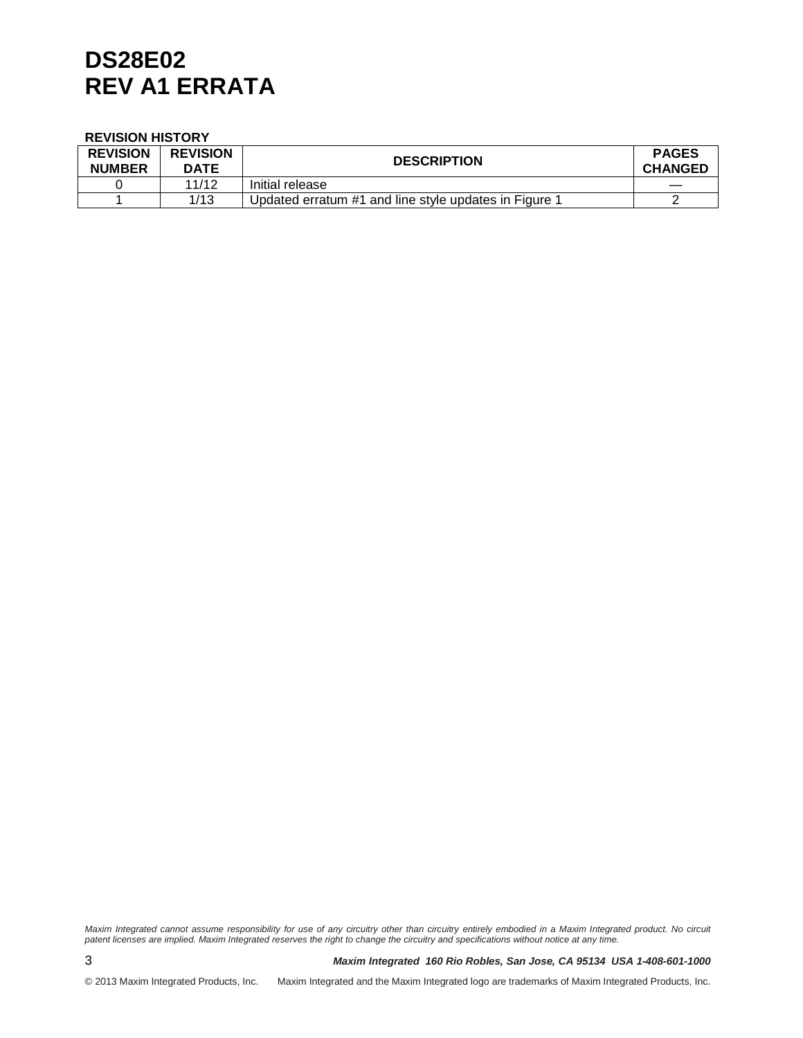# DS28E02
# REV A1 ERRATA

**REVISION HISTORY**

| REVISION NUMBER | REVISION DATE | DESCRIPTION | PAGES CHANGED |
|---|---|---|---|
| 0 | 11/12 | Initial release | — |
| 1 | 1/13 | Updated erratum #1 and line style updates in Figure 1 | 2 |

*Maxim Integrated cannot assume responsibility for use of any circuitry other than circuitry entirely embodied in a Maxim Integrated product. No circuit patent licenses are implied. Maxim Integrated reserves the right to change the circuitry and specifications without notice at any time.*

***Maxim Integrated 160 Rio Robles, San Jose, CA 95134 USA 1-408-601-1000***

© 2013 Maxim Integrated Products, Inc. Maxim Integrated and the Maxim Integrated logo are trademarks of Maxim Integrated Products, Inc.